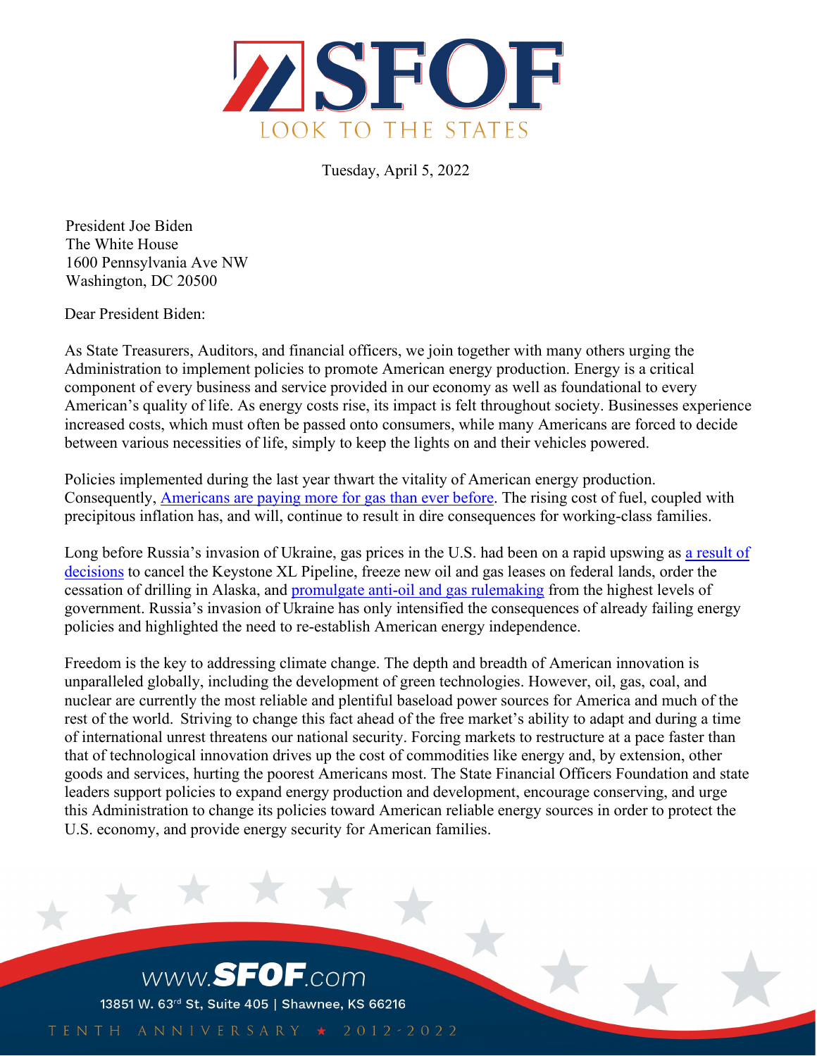# SFOF

LOOK TO THE STATES

Tuesday, April 5, 2022

President Joe Biden  
The White House  
1600 Pennsylvania Ave NW  
Washington, DC 20500

Dear President Biden:

As State Treasurers, Auditors, and financial officers, we join together with many others urging the Administration to implement policies to promote American energy production. Energy is a critical component of every business and service provided in our economy as well as foundational to every American's quality of life. As energy costs rise, its impact is felt throughout society. Businesses experience increased costs, which must often be passed onto consumers, while many Americans are forced to decide between various necessities of life, simply to keep the lights on and their vehicles powered.

Policies implemented during the last year thwart the vitality of American energy production. Consequently, Americans are paying more for gas than ever before. The rising cost of fuel, coupled with precipitous inflation has, and will, continue to result in dire consequences for working-class families.

Long before Russia's invasion of Ukraine, gas prices in the U.S. had been on a rapid upswing as a result of decisions to cancel the Keystone XL Pipeline, freeze new oil and gas leases on federal lands, order the cessation of drilling in Alaska, and promulgate anti-oil and gas rulemaking from the highest levels of government. Russia's invasion of Ukraine has only intensified the consequences of already failing energy policies and highlighted the need to re-establish American energy independence.

Freedom is the key to addressing climate change. The depth and breadth of American innovation is unparalleled globally, including the development of green technologies. However, oil, gas, coal, and nuclear are currently the most reliable and plentiful baseload power sources for America and much of the rest of the world. Striving to change this fact ahead of the free market's ability to adapt and during a time of international unrest threatens our national security. Forcing markets to restructure at a pace faster than that of technological innovation drives up the cost of commodities like energy and, by extension, other goods and services, hurting the poorest Americans most. The State Financial Officers Foundation and state leaders support policies to expand energy production and development, encourage conserving, and urge this Administration to change its policies toward American reliable energy sources in order to protect the U.S. economy, and provide energy security for American families.

www.SFOF.com  
13851 W. 63rd St, Suite 405 | Shawnee, KS 66216  
TENTH ANNIVERSARY ★ 2012-2022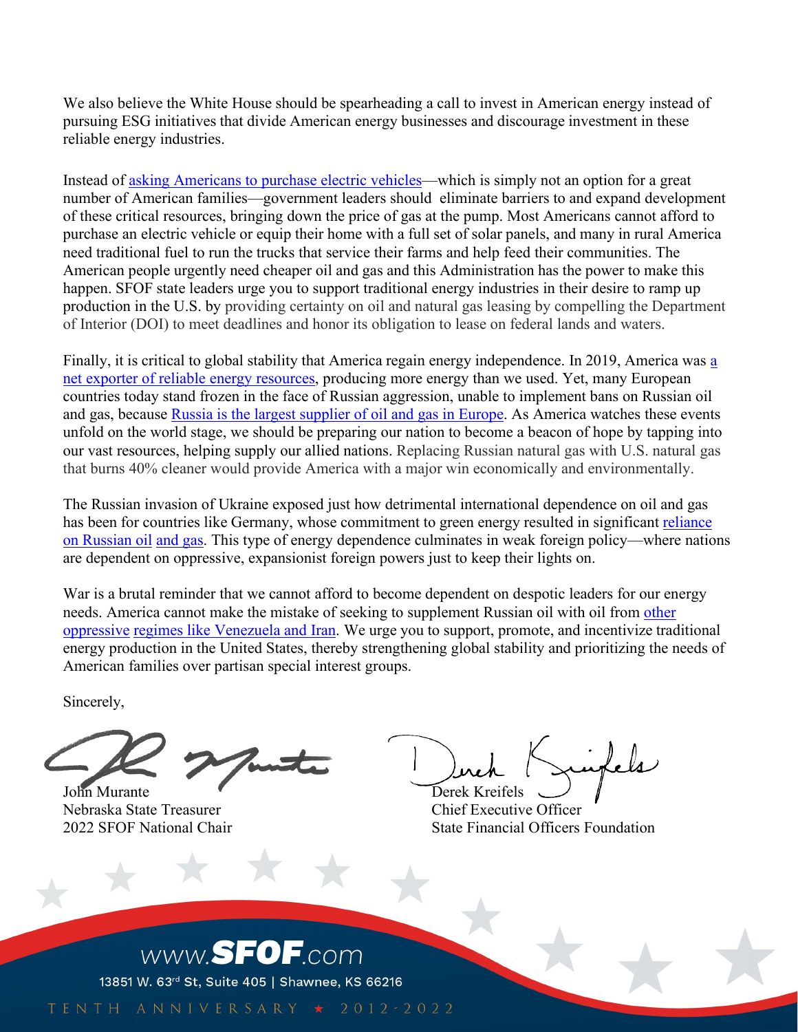We also believe the White House should be spearheading a call to invest in American energy instead of pursuing ESG initiatives that divide American energy businesses and discourage investment in these reliable energy industries.

Instead of asking Americans to purchase electric vehicles—which is simply not an option for a great number of American families—government leaders should eliminate barriers to and expand development of these critical resources, bringing down the price of gas at the pump. Most Americans cannot afford to purchase an electric vehicle or equip their home with a full set of solar panels, and many in rural America need traditional fuel to run the trucks that service their farms and help feed their communities. The American people urgently need cheaper oil and gas and this Administration has the power to make this happen. SFOF state leaders urge you to support traditional energy industries in their desire to ramp up production in the U.S. by providing certainty on oil and natural gas leasing by compelling the Department of Interior (DOI) to meet deadlines and honor its obligation to lease on federal lands and waters.

Finally, it is critical to global stability that America regain energy independence. In 2019, America was a net exporter of reliable energy resources, producing more energy than we used. Yet, many European countries today stand frozen in the face of Russian aggression, unable to implement bans on Russian oil and gas, because Russia is the largest supplier of oil and gas in Europe. As America watches these events unfold on the world stage, we should be preparing our nation to become a beacon of hope by tapping into our vast resources, helping supply our allied nations. Replacing Russian natural gas with U.S. natural gas that burns 40% cleaner would provide America with a major win economically and environmentally.

The Russian invasion of Ukraine exposed just how detrimental international dependence on oil and gas has been for countries like Germany, whose commitment to green energy resulted in significant reliance on Russian oil and gas. This type of energy dependence culminates in weak foreign policy—where nations are dependent on oppressive, expansionist foreign powers just to keep their lights on.

War is a brutal reminder that we cannot afford to become dependent on despotic leaders for our energy needs. America cannot make the mistake of seeking to supplement Russian oil with oil from other oppressive regimes like Venezuela and Iran. We urge you to support, promote, and incentivize traditional energy production in the United States, thereby strengthening global stability and prioritizing the needs of American families over partisan special interest groups.

Sincerely,

John Murante
Nebraska State Treasurer
2022 SFOF National Chair

Derek Kreifels
Chief Executive Officer
State Financial Officers Foundation

www.SFOF.com
13851 W. 63rd St, Suite 405 | Shawnee, KS 66216
TENTH ANNIVERSARY ★ 2012-2022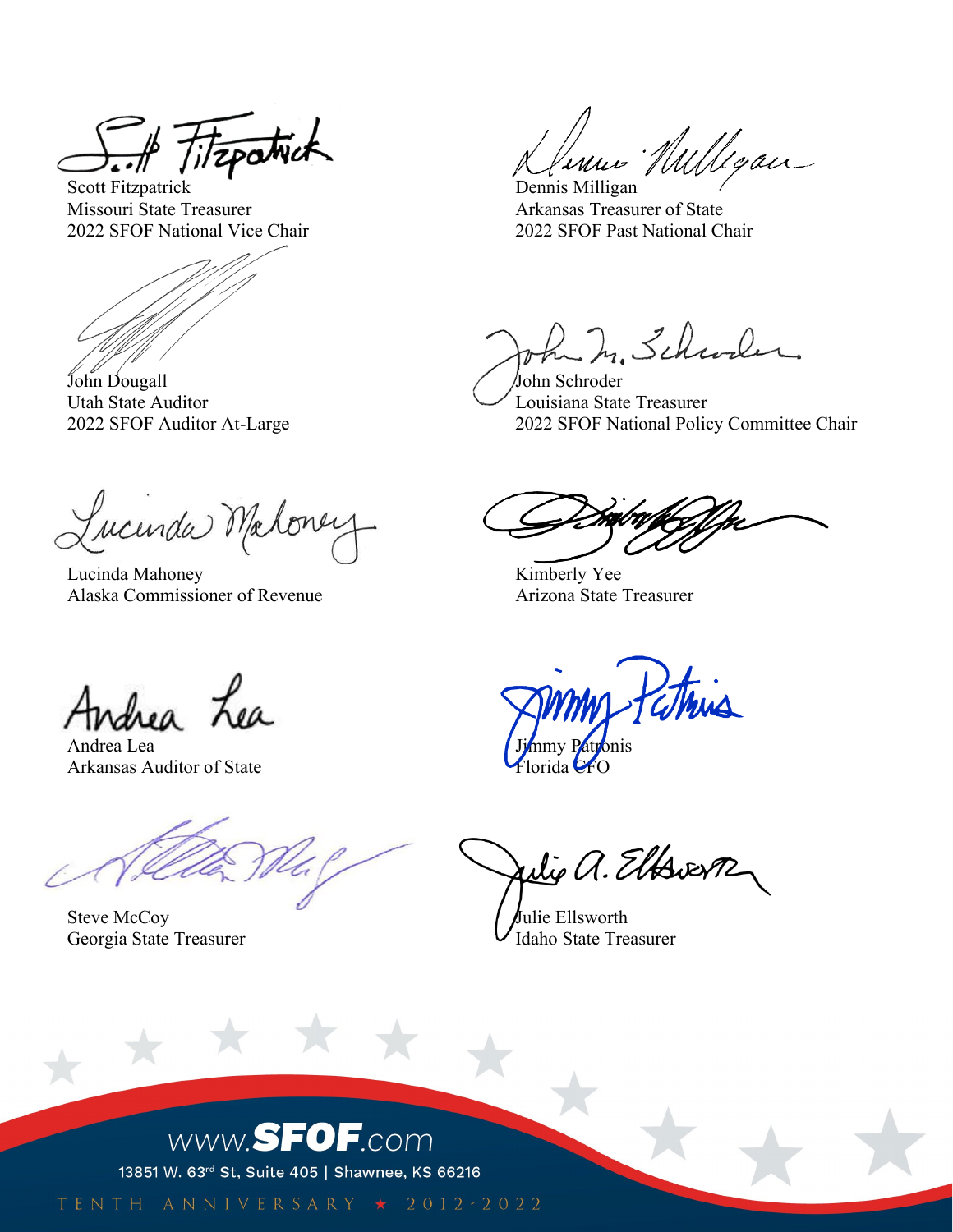Scott Fitzpatrick
Missouri State Treasurer
2022 SFOF National Vice Chair

Dennis Milligan
Arkansas Treasurer of State
2022 SFOF Past National Chair

John Dougall
Utah State Auditor
2022 SFOF Auditor At-Large

John Schroder
Louisiana State Treasurer
2022 SFOF National Policy Committee Chair

Lucinda Mahoney
Alaska Commissioner of Revenue

Kimberly Yee
Arizona State Treasurer

Andrea Lea
Arkansas Auditor of State

Jimmy Patronis
Florida CFO

Steve McCoy
Georgia State Treasurer

Julie Ellsworth
Idaho State Treasurer

www.SFOF.com
13851 W. 63rd St, Suite 405 | Shawnee, KS 66216
TENTH ANNIVERSARY ★ 2012-2022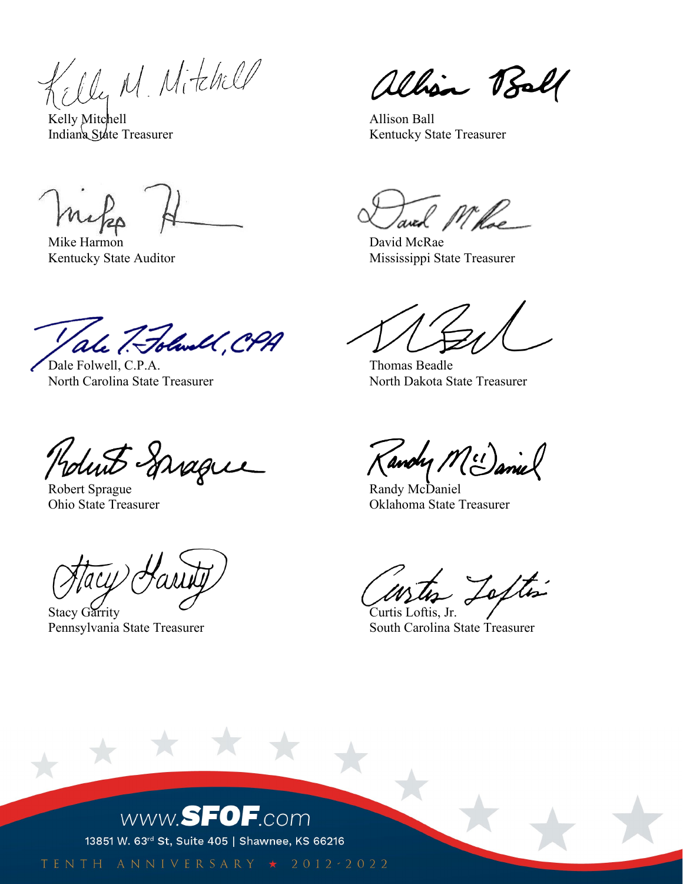Kelly Mitchell
Indiana State Treasurer

Allison Ball
Kentucky State Treasurer

Mike Harmon
Kentucky State Auditor

David McRae
Mississippi State Treasurer

Dale Folwell, C.P.A.
North Carolina State Treasurer

Thomas Beadle
North Dakota State Treasurer

Robert Sprague
Ohio State Treasurer

Randy McDaniel
Oklahoma State Treasurer

Stacy Garrity
Pennsylvania State Treasurer

Curtis Loftis, Jr.
South Carolina State Treasurer

www.SFOF.com

13851 W. 63rd St, Suite 405 | Shawnee, KS 66216

TENTH ANNIVERSARY ★ 2012-2022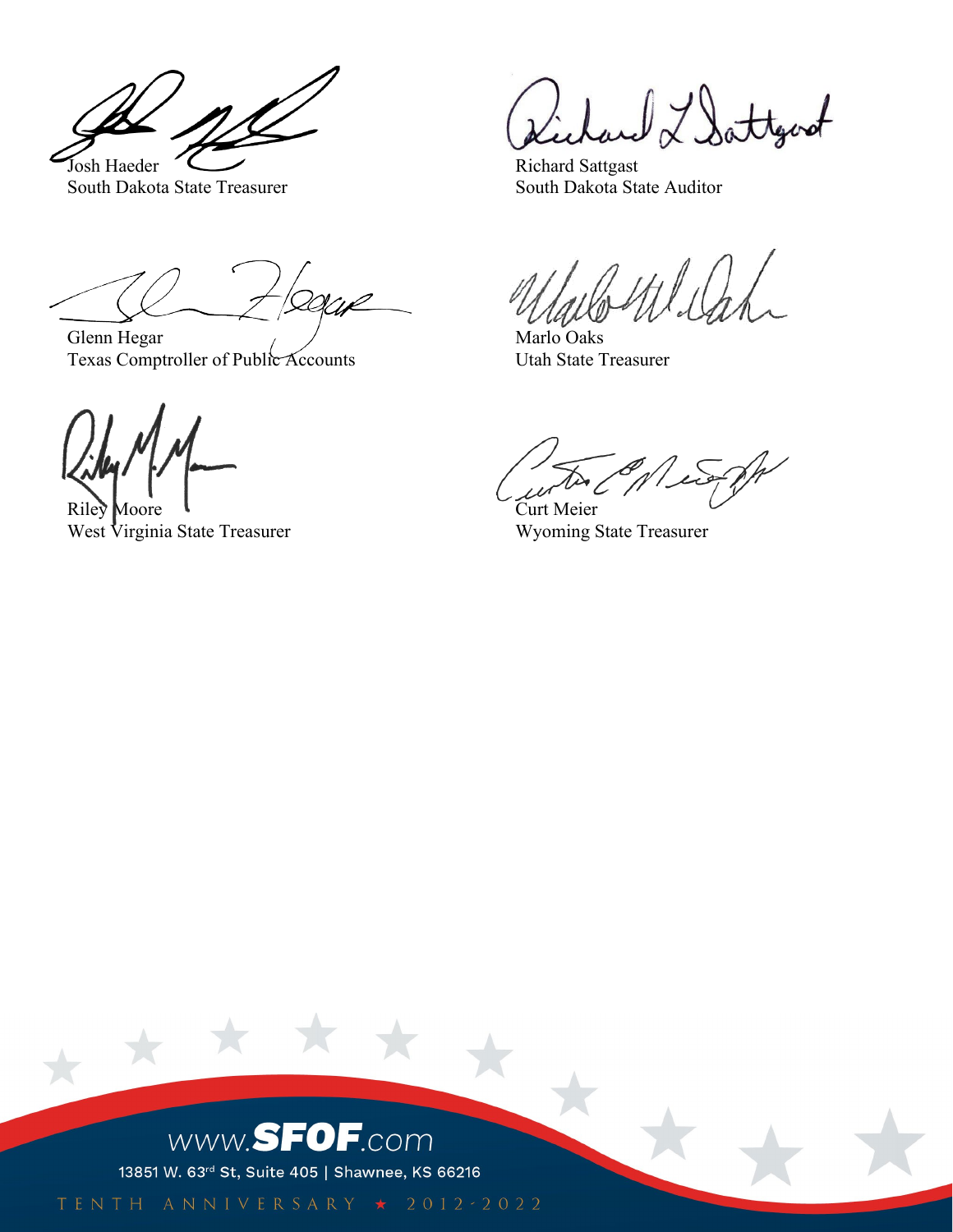Josh Haeder
South Dakota State Treasurer

Richard Sattgast
South Dakota State Auditor

Glenn Hegar
Texas Comptroller of Public Accounts

Marlo Oaks
Utah State Treasurer

Riley Moore
West Virginia State Treasurer

Curt Meier
Wyoming State Treasurer

www.SFOF.com

13851 W. 63rd St, Suite 405 | Shawnee, KS 66216

TENTH ANNIVERSARY ★ 2012-2022